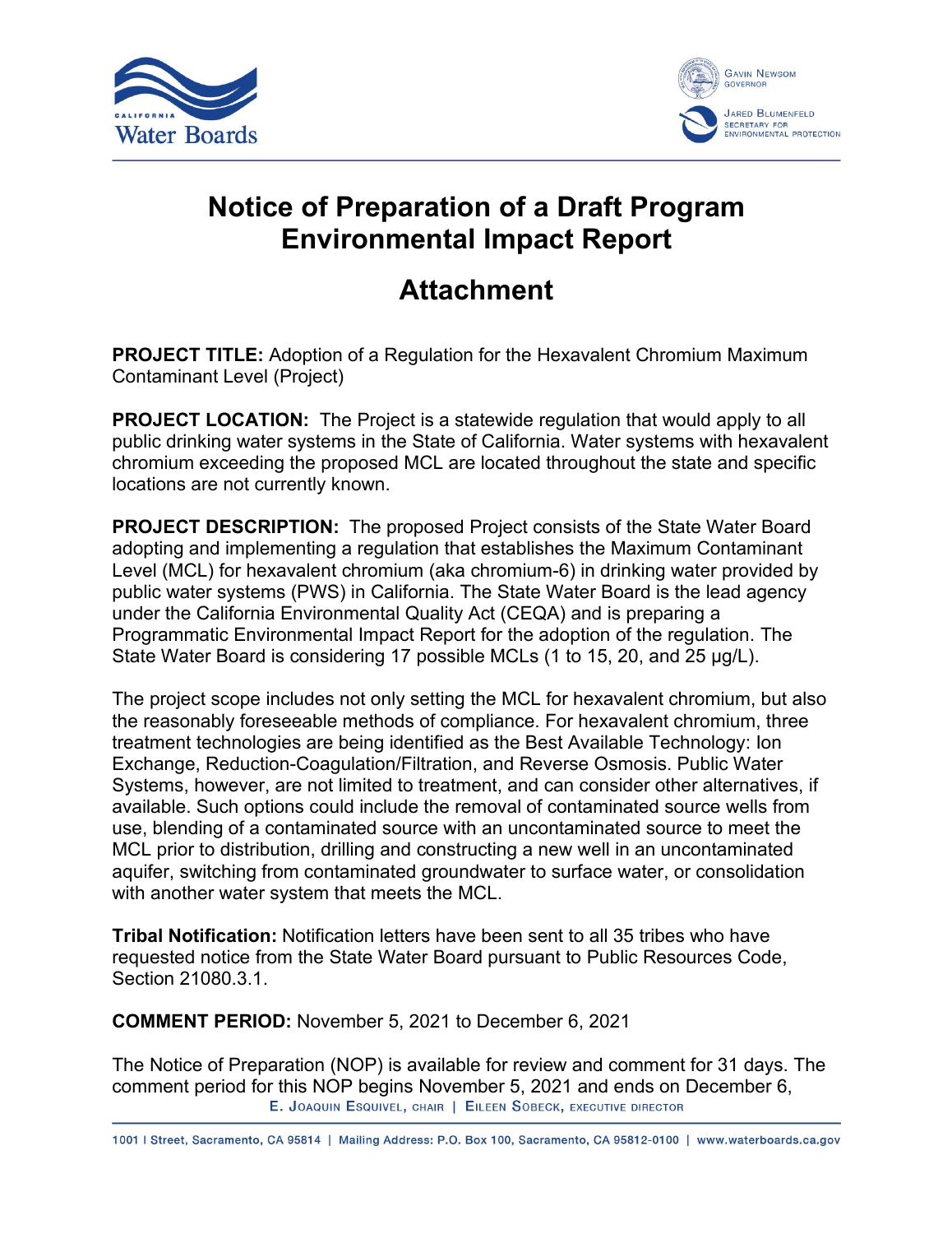# Notice of Preparation of a Draft Program Environmental Impact Report

## Attachment

**PROJECT TITLE:** Adoption of a Regulation for the Hexavalent Chromium Maximum Contaminant Level (Project)

**PROJECT LOCATION:** The Project is a statewide regulation that would apply to all public drinking water systems in the State of California. Water systems with hexavalent chromium exceeding the proposed MCL are located throughout the state and specific locations are not currently known.

**PROJECT DESCRIPTION:** The proposed Project consists of the State Water Board adopting and implementing a regulation that establishes the Maximum Contaminant Level (MCL) for hexavalent chromium (aka chromium-6) in drinking water provided by public water systems (PWS) in California. The State Water Board is the lead agency under the California Environmental Quality Act (CEQA) and is preparing a Programmatic Environmental Impact Report for the adoption of the regulation. The State Water Board is considering 17 possible MCLs (1 to 15, 20, and 25 µg/L).

The project scope includes not only setting the MCL for hexavalent chromium, but also the reasonably foreseeable methods of compliance. For hexavalent chromium, three treatment technologies are being identified as the Best Available Technology: Ion Exchange, Reduction-Coagulation/Filtration, and Reverse Osmosis. Public Water Systems, however, are not limited to treatment, and can consider other alternatives, if available. Such options could include the removal of contaminated source wells from use, blending of a contaminated source with an uncontaminated source to meet the MCL prior to distribution, drilling and constructing a new well in an uncontaminated aquifer, switching from contaminated groundwater to surface water, or consolidation with another water system that meets the MCL.

**Tribal Notification:** Notification letters have been sent to all 35 tribes who have requested notice from the State Water Board pursuant to Public Resources Code, Section 21080.3.1.

**COMMENT PERIOD:** November 5, 2021 to December 6, 2021

The Notice of Preparation (NOP) is available for review and comment for 31 days. The comment period for this NOP begins November 5, 2021 and ends on December 6,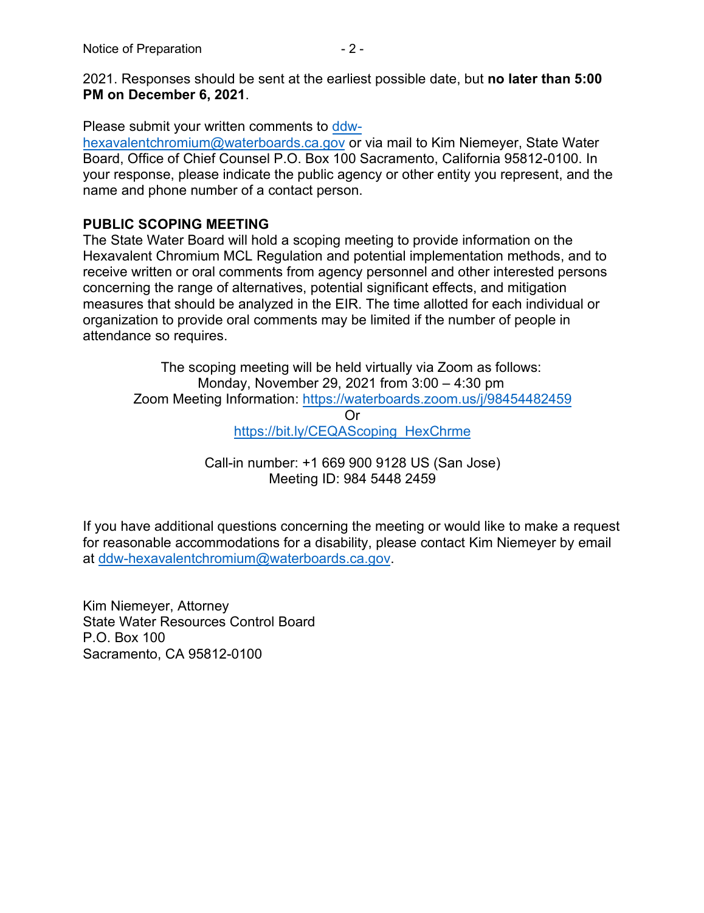2021. Responses should be sent at the earliest possible date, but **no later than 5:00 PM on December 6, 2021**.

Please submit your written comments to ddw-hexavalentchromium@waterboards.ca.gov or via mail to Kim Niemeyer, State Water Board, Office of Chief Counsel P.O. Box 100 Sacramento, California 95812-0100. In your response, please indicate the public agency or other entity you represent, and the name and phone number of a contact person.

**PUBLIC SCOPING MEETING**

The State Water Board will hold a scoping meeting to provide information on the Hexavalent Chromium MCL Regulation and potential implementation methods, and to receive written or oral comments from agency personnel and other interested persons concerning the range of alternatives, potential significant effects, and mitigation measures that should be analyzed in the EIR. The time allotted for each individual or organization to provide oral comments may be limited if the number of people in attendance so requires.

The scoping meeting will be held virtually via Zoom as follows:
Monday, November 29, 2021 from 3:00 – 4:30 pm
Zoom Meeting Information: https://waterboards.zoom.us/j/98454482459
Or
https://bit.ly/CEQAScoping_HexChrme

Call-in number: +1 669 900 9128 US (San Jose)
Meeting ID: 984 5448 2459

If you have additional questions concerning the meeting or would like to make a request for reasonable accommodations for a disability, please contact Kim Niemeyer by email at ddw-hexavalentchromium@waterboards.ca.gov.

Kim Niemeyer, Attorney
State Water Resources Control Board
P.O. Box 100
Sacramento, CA 95812-0100